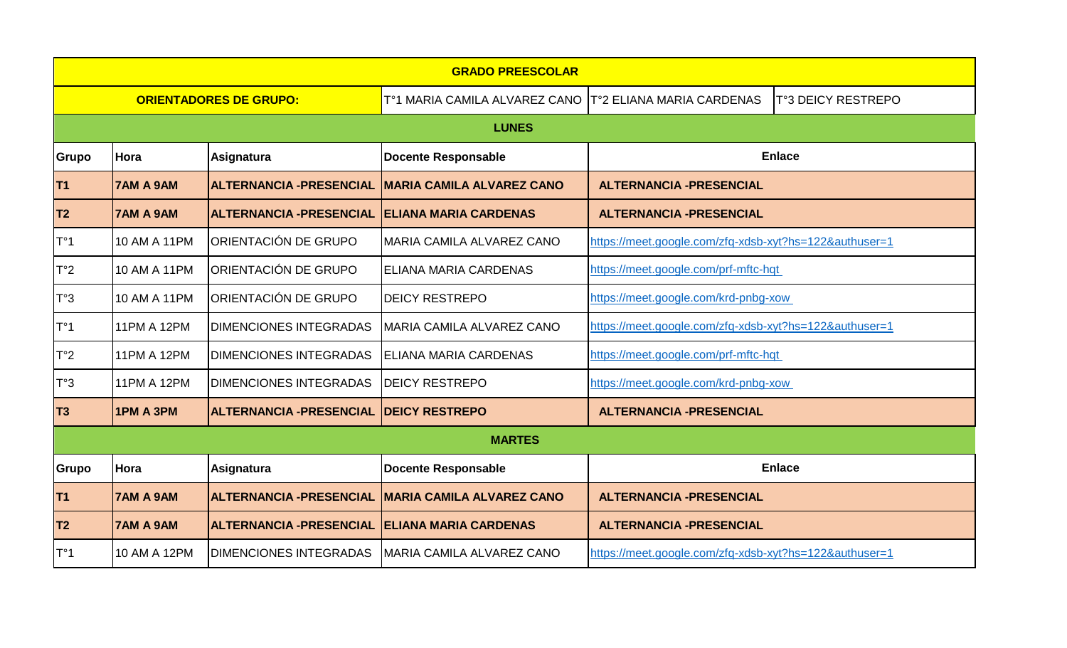| GRADO PREESCOLAR | | | | |
|---|---|---|---|---|
| **ORIENTADORES DE GRUPO:** | | T°1 MARIA CAMILA ALVAREZ CANO | T°2 ELIANA MARIA CARDENAS | T°3 DEICY RESTREPO |
| **LUNES** | | | | |
| **Grupo** | **Hora** | **Asignatura** | **Docente Responsable** | **Enlace** |
| **T1** | **7AM A 9AM** | **ALTERNANCIA -PRESENCIAL** | **MARIA CAMILA ALVAREZ CANO** | **ALTERNANCIA -PRESENCIAL** |
| **T2** | **7AM A 9AM** | **ALTERNANCIA -PRESENCIAL** | **ELIANA MARIA CARDENAS** | **ALTERNANCIA -PRESENCIAL** |
| T°1 | 10 AM A 11PM | ORIENTACIÓN DE GRUPO | MARIA CAMILA ALVAREZ CANO | https://meet.google.com/zfq-xdsb-xyt?hs=122&authuser=1 |
| T°2 | 10 AM A 11PM | ORIENTACIÓN DE GRUPO | ELIANA MARIA CARDENAS | https://meet.google.com/prf-mftc-hqt |
| T°3 | 10 AM A 11PM | ORIENTACIÓN DE GRUPO | DEICY RESTREPO | https://meet.google.com/krd-pnbg-xow |
| T°1 | 11PM A 12PM | DIMENCIONES INTEGRADAS | MARIA CAMILA ALVAREZ CANO | https://meet.google.com/zfq-xdsb-xyt?hs=122&authuser=1 |
| T°2 | 11PM A 12PM | DIMENCIONES INTEGRADAS | ELIANA MARIA CARDENAS | https://meet.google.com/prf-mftc-hqt |
| T°3 | 11PM A 12PM | DIMENCIONES INTEGRADAS | DEICY RESTREPO | https://meet.google.com/krd-pnbg-xow |
| **T3** | **1PM A 3PM** | **ALTERNANCIA -PRESENCIAL** | **DEICY RESTREPO** | **ALTERNANCIA -PRESENCIAL** |
| **MARTES** | | | | |
| **Grupo** | **Hora** | **Asignatura** | **Docente Responsable** | **Enlace** |
| **T1** | **7AM A 9AM** | **ALTERNANCIA -PRESENCIAL** | **MARIA CAMILA ALVAREZ CANO** | **ALTERNANCIA -PRESENCIAL** |
| **T2** | **7AM A 9AM** | **ALTERNANCIA -PRESENCIAL** | **ELIANA MARIA CARDENAS** | **ALTERNANCIA -PRESENCIAL** |
| T°1 | 10 AM A 12PM | DIMENCIONES INTEGRADAS | MARIA CAMILA ALVAREZ CANO | https://meet.google.com/zfq-xdsb-xyt?hs=122&authuser=1 |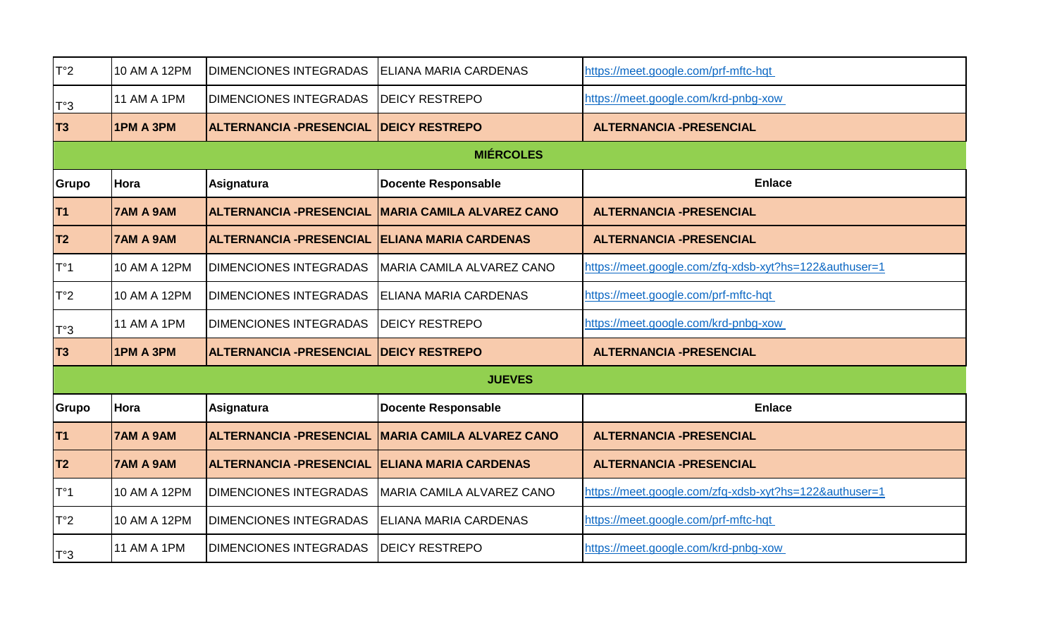| T°2 | 10 AM A 12PM | DIMENCIONES INTEGRADAS | ELIANA MARIA CARDENAS | https://meet.google.com/prf-mftc-hqt |
|---|---|---|---|---|
| T°3 | 11 AM A 1PM | DIMENCIONES INTEGRADAS | DEICY RESTREPO | https://meet.google.com/krd-pnbg-xow |
| **T3** | **1PM A 3PM** | **ALTERNANCIA -PRESENCIAL** | **DEICY RESTREPO** | **ALTERNANCIA -PRESENCIAL** |

| **MIÉRCOLES** | | | | |
|---|---|---|---|---|
| **Grupo** | **Hora** | **Asignatura** | **Docente Responsable** | **Enlace** |
| **T1** | **7AM A 9AM** | **ALTERNANCIA -PRESENCIAL** | **MARIA CAMILA ALVAREZ CANO** | **ALTERNANCIA -PRESENCIAL** |
| **T2** | **7AM A 9AM** | **ALTERNANCIA -PRESENCIAL** | **ELIANA MARIA CARDENAS** | **ALTERNANCIA -PRESENCIAL** |
| T°1 | 10 AM A 12PM | DIMENCIONES INTEGRADAS | MARIA CAMILA ALVAREZ CANO | https://meet.google.com/zfq-xdsb-xyt?hs=122&authuser=1 |
| T°2 | 10 AM A 12PM | DIMENCIONES INTEGRADAS | ELIANA MARIA CARDENAS | https://meet.google.com/prf-mftc-hqt |
| T°3 | 11 AM A 1PM | DIMENCIONES INTEGRADAS | DEICY RESTREPO | https://meet.google.com/krd-pnbg-xow |
| **T3** | **1PM A 3PM** | **ALTERNANCIA -PRESENCIAL** | **DEICY RESTREPO** | **ALTERNANCIA -PRESENCIAL** |

| **JUEVES** | | | | |
|---|---|---|---|---|
| **Grupo** | **Hora** | **Asignatura** | **Docente Responsable** | **Enlace** |
| **T1** | **7AM A 9AM** | **ALTERNANCIA -PRESENCIAL** | **MARIA CAMILA ALVAREZ CANO** | **ALTERNANCIA -PRESENCIAL** |
| **T2** | **7AM A 9AM** | **ALTERNANCIA -PRESENCIAL** | **ELIANA MARIA CARDENAS** | **ALTERNANCIA -PRESENCIAL** |
| T°1 | 10 AM A 12PM | DIMENCIONES INTEGRADAS | MARIA CAMILA ALVAREZ CANO | https://meet.google.com/zfq-xdsb-xyt?hs=122&authuser=1 |
| T°2 | 10 AM A 12PM | DIMENCIONES INTEGRADAS | ELIANA MARIA CARDENAS | https://meet.google.com/prf-mftc-hqt |
| T°3 | 11 AM A 1PM | DIMENCIONES INTEGRADAS | DEICY RESTREPO | https://meet.google.com/krd-pnbg-xow |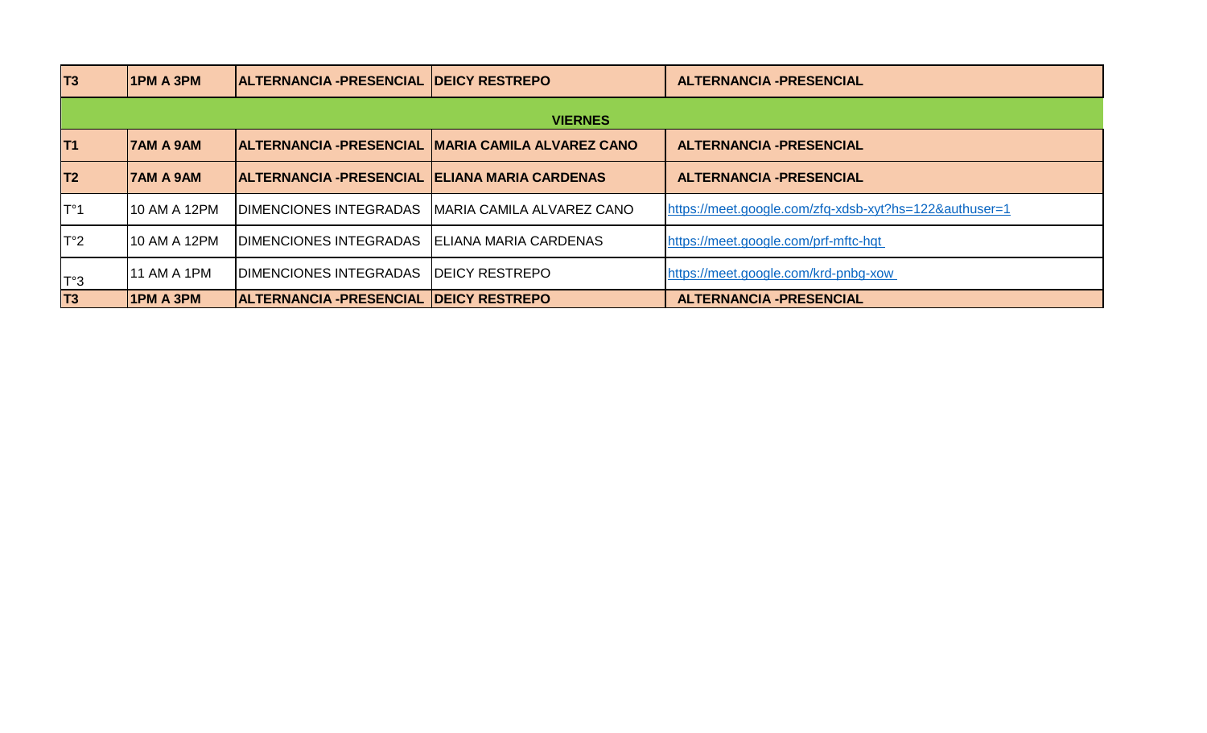| | | | | |
|---|---|---|---|---|
| **T3** | **1PM A 3PM** | **ALTERNANCIA -PRESENCIAL** | **DEICY RESTREPO** | **ALTERNANCIA -PRESENCIAL** |
| | | **VIERNES** | | |
| **T1** | **7AM A 9AM** | **ALTERNANCIA -PRESENCIAL** | **MARIA CAMILA ALVAREZ CANO** | **ALTERNANCIA -PRESENCIAL** |
| **T2** | **7AM A 9AM** | **ALTERNANCIA -PRESENCIAL** | **ELIANA MARIA CARDENAS** | **ALTERNANCIA -PRESENCIAL** |
| T°1 | 10 AM A 12PM | DIMENCIONES INTEGRADAS | MARIA CAMILA ALVAREZ CANO | https://meet.google.com/zfq-xdsb-xyt?hs=122&authuser=1 |
| T°2 | 10 AM A 12PM | DIMENCIONES INTEGRADAS | ELIANA MARIA CARDENAS | https://meet.google.com/prf-mftc-hqt |
| T°3 | 11 AM A 1PM | DIMENCIONES INTEGRADAS | DEICY RESTREPO | https://meet.google.com/krd-pnbg-xow |
| **T3** | **1PM A 3PM** | **ALTERNANCIA -PRESENCIAL** | **DEICY RESTREPO** | **ALTERNANCIA -PRESENCIAL** |